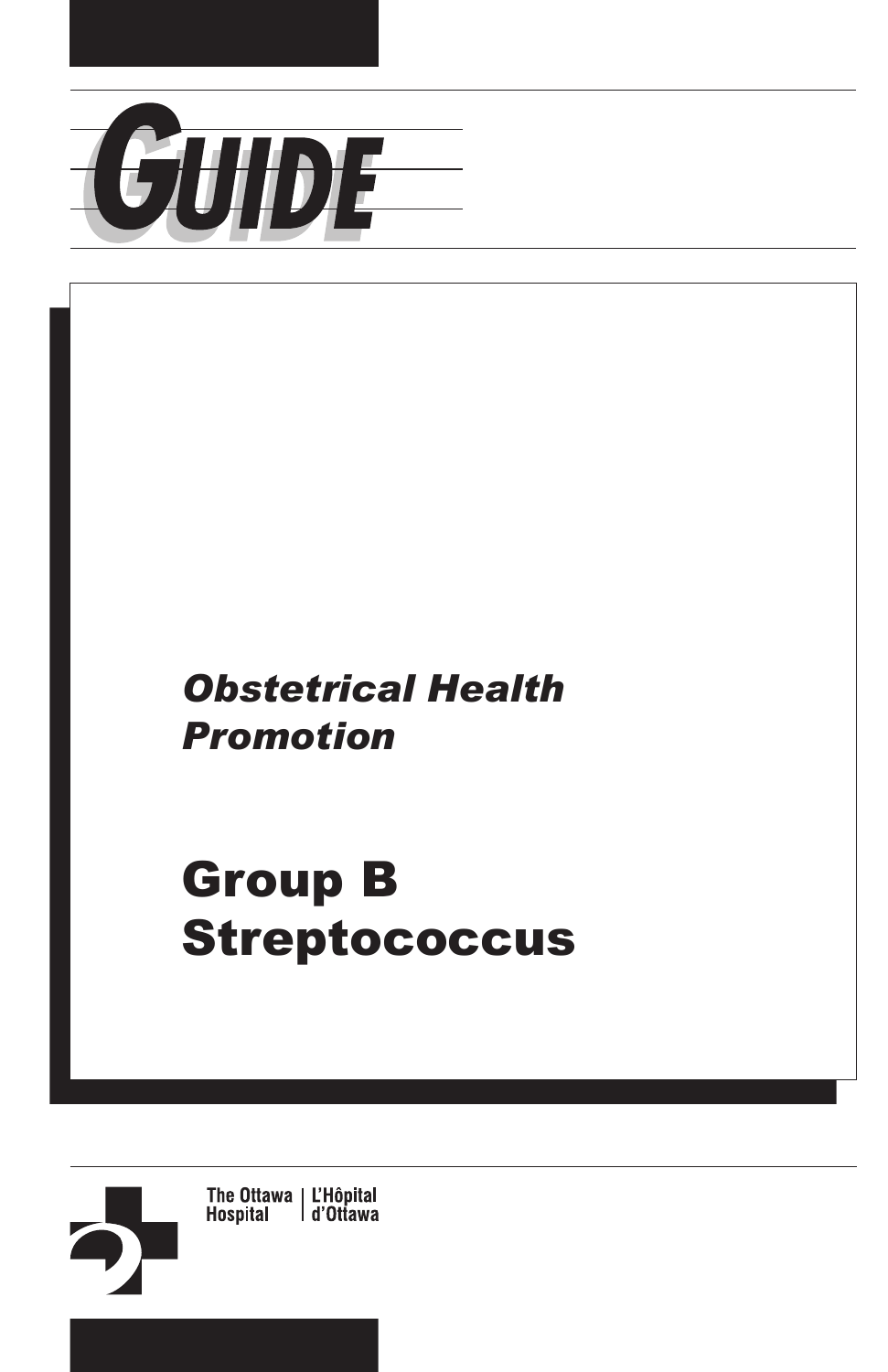# GUIDE

*Obstetrical Health Promotion*

# Group B Streptococcus

The Ottawa Hospital | L'Hôpital d'Ottawa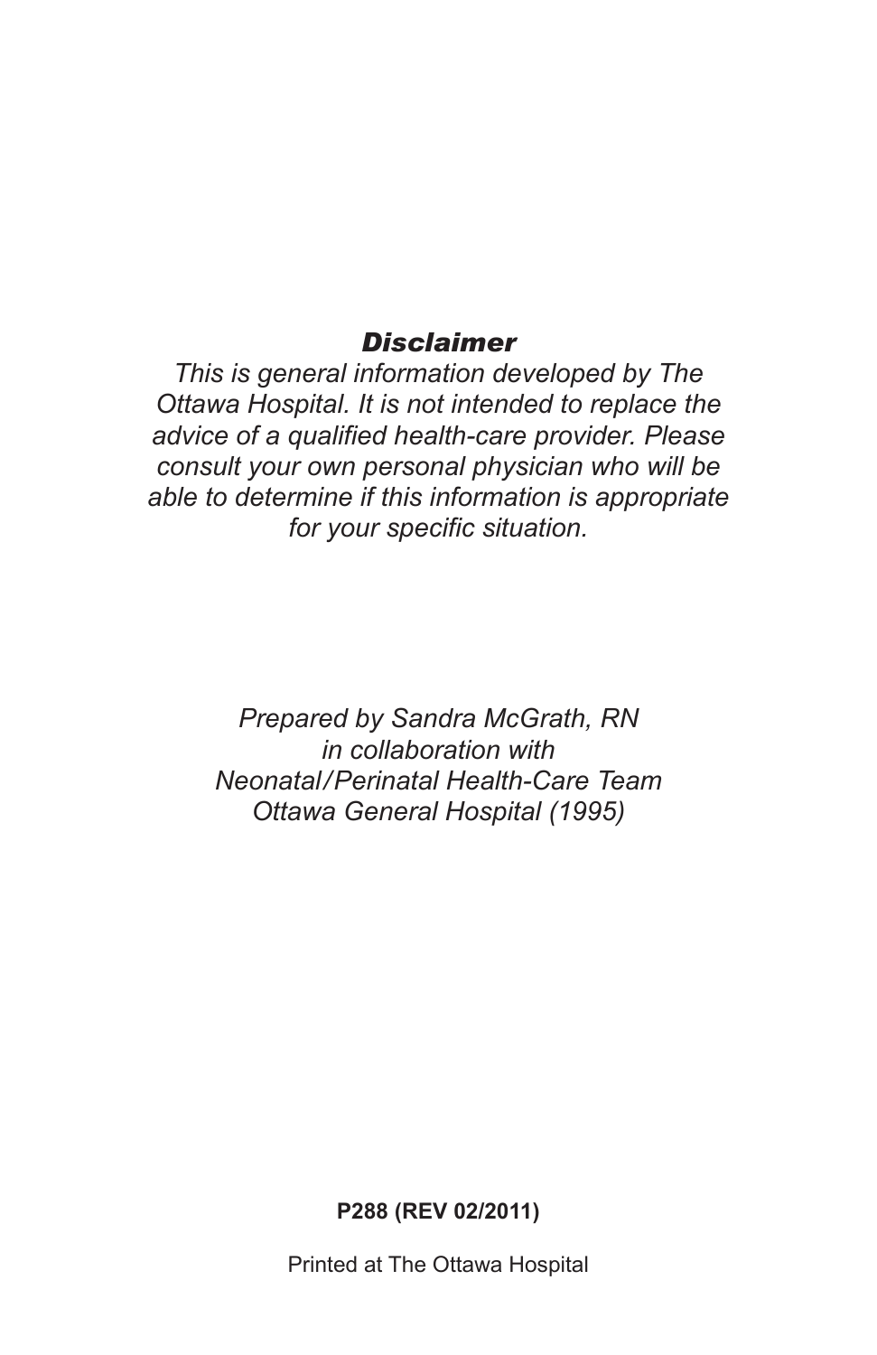## *Disclaimer*

*This is general information developed by The Ottawa Hospital. It is not intended to replace the advice of a qualified health-care provider. Please consult your own personal physician who will be able to determine if this information is appropriate for your specific situation.*

*Prepared by Sandra McGrath, RN*
*in collaboration with*
*Neonatal/Perinatal Health-Care Team*
*Ottawa General Hospital (1995)*

**P288 (REV 02/2011)**

Printed at The Ottawa Hospital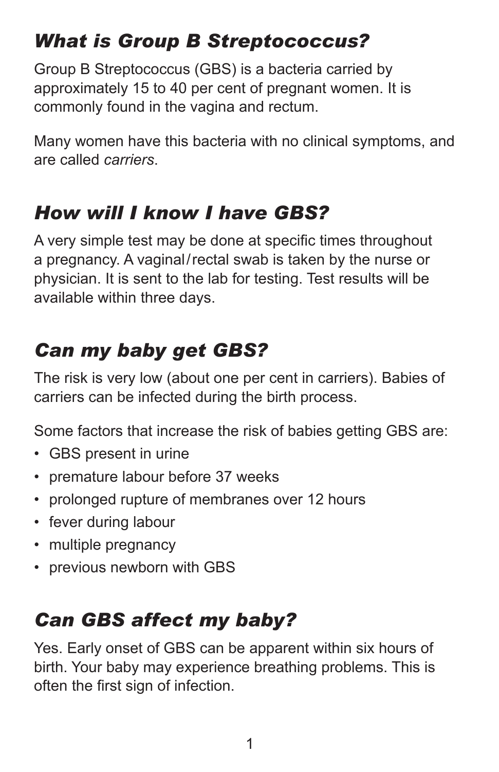## *What is Group B Streptococcus?*

Group B Streptococcus (GBS) is a bacteria carried by approximately 15 to 40 per cent of pregnant women. It is commonly found in the vagina and rectum.

Many women have this bacteria with no clinical symptoms, and are called *carriers*.

## *How will I know I have GBS?*

A very simple test may be done at specific times throughout a pregnancy. A vaginal/rectal swab is taken by the nurse or physician. It is sent to the lab for testing. Test results will be available within three days.

## *Can my baby get GBS?*

The risk is very low (about one per cent in carriers). Babies of carriers can be infected during the birth process.

Some factors that increase the risk of babies getting GBS are:

- GBS present in urine
- premature labour before 37 weeks
- prolonged rupture of membranes over 12 hours
- fever during labour
- multiple pregnancy
- previous newborn with GBS

## *Can GBS affect my baby?*

Yes. Early onset of GBS can be apparent within six hours of birth. Your baby may experience breathing problems. This is often the first sign of infection.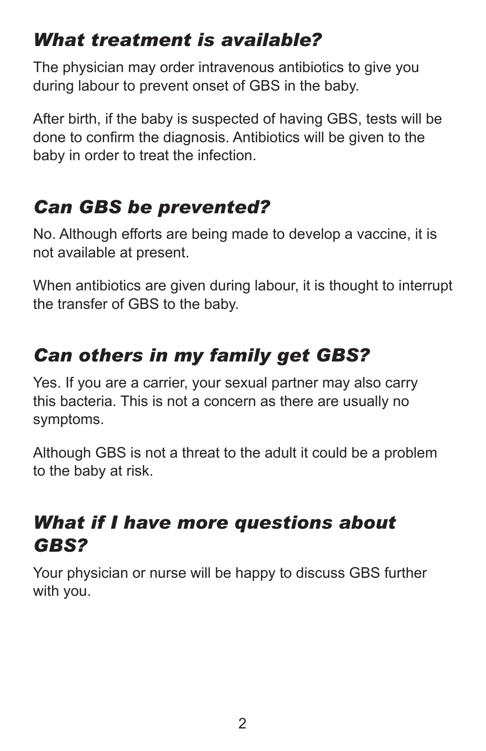## *What treatment is available?*

The physician may order intravenous antibiotics to give you during labour to prevent onset of GBS in the baby.

After birth, if the baby is suspected of having GBS, tests will be done to confirm the diagnosis. Antibiotics will be given to the baby in order to treat the infection.

## *Can GBS be prevented?*

No. Although efforts are being made to develop a vaccine, it is not available at present.

When antibiotics are given during labour, it is thought to interrupt the transfer of GBS to the baby.

## *Can others in my family get GBS?*

Yes. If you are a carrier, your sexual partner may also carry this bacteria. This is not a concern as there are usually no symptoms.

Although GBS is not a threat to the adult it could be a problem to the baby at risk.

## *What if I have more questions about GBS?*

Your physician or nurse will be happy to discuss GBS further with you.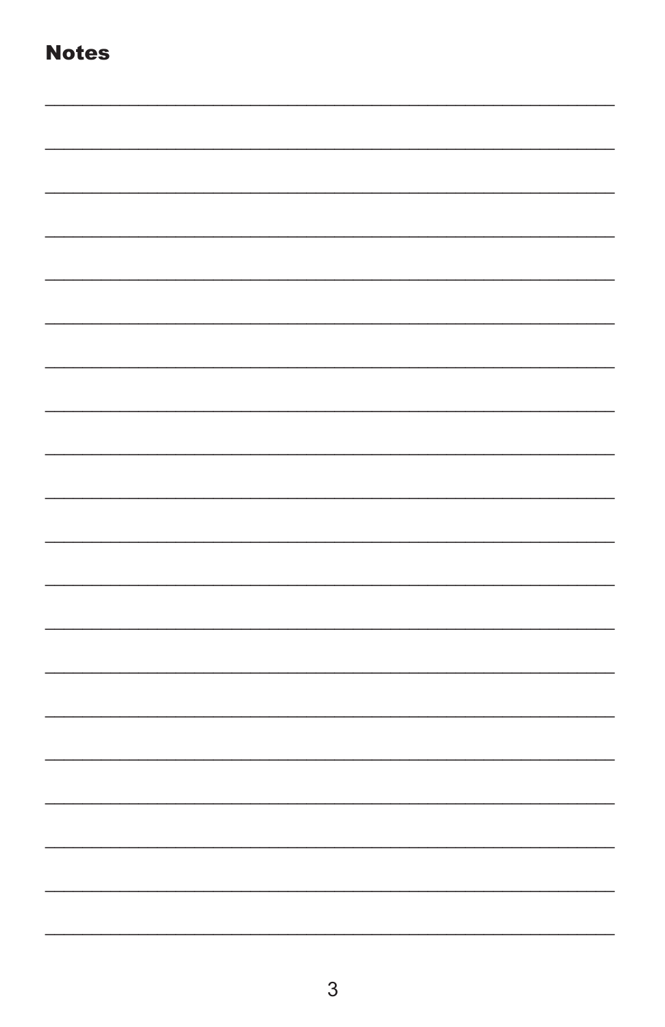## Notes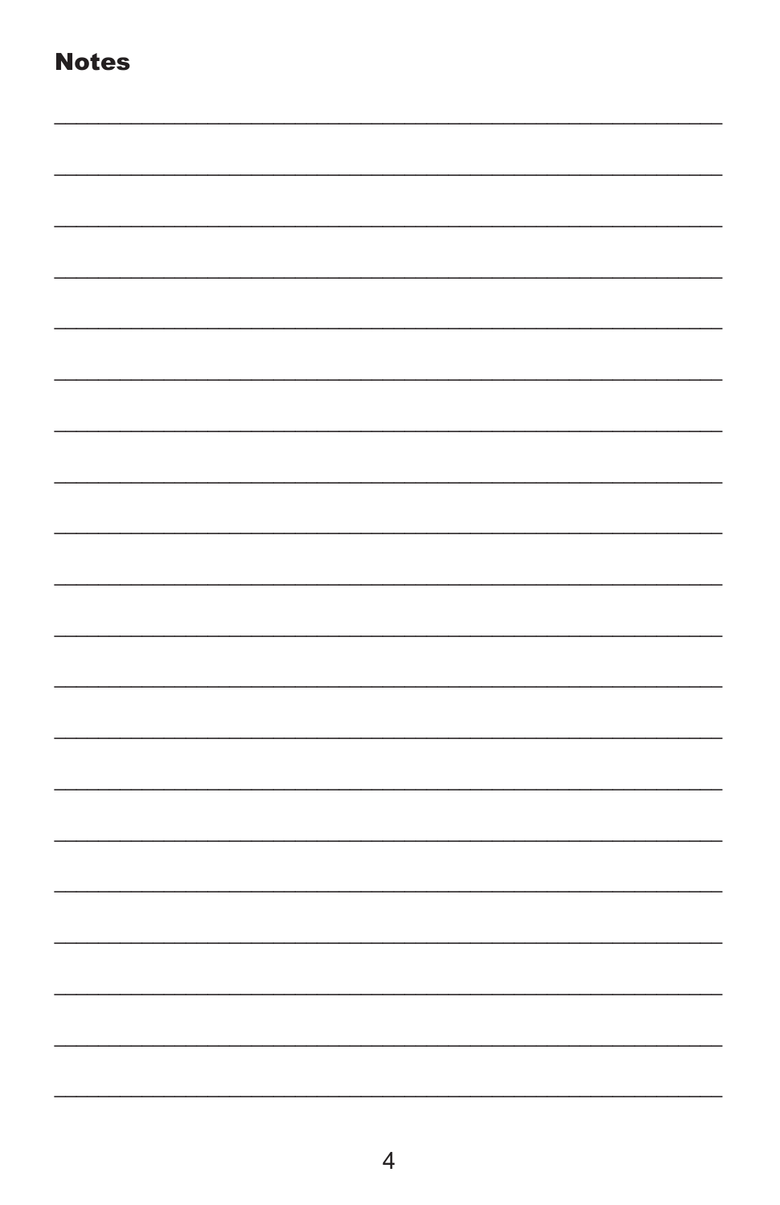## Notes